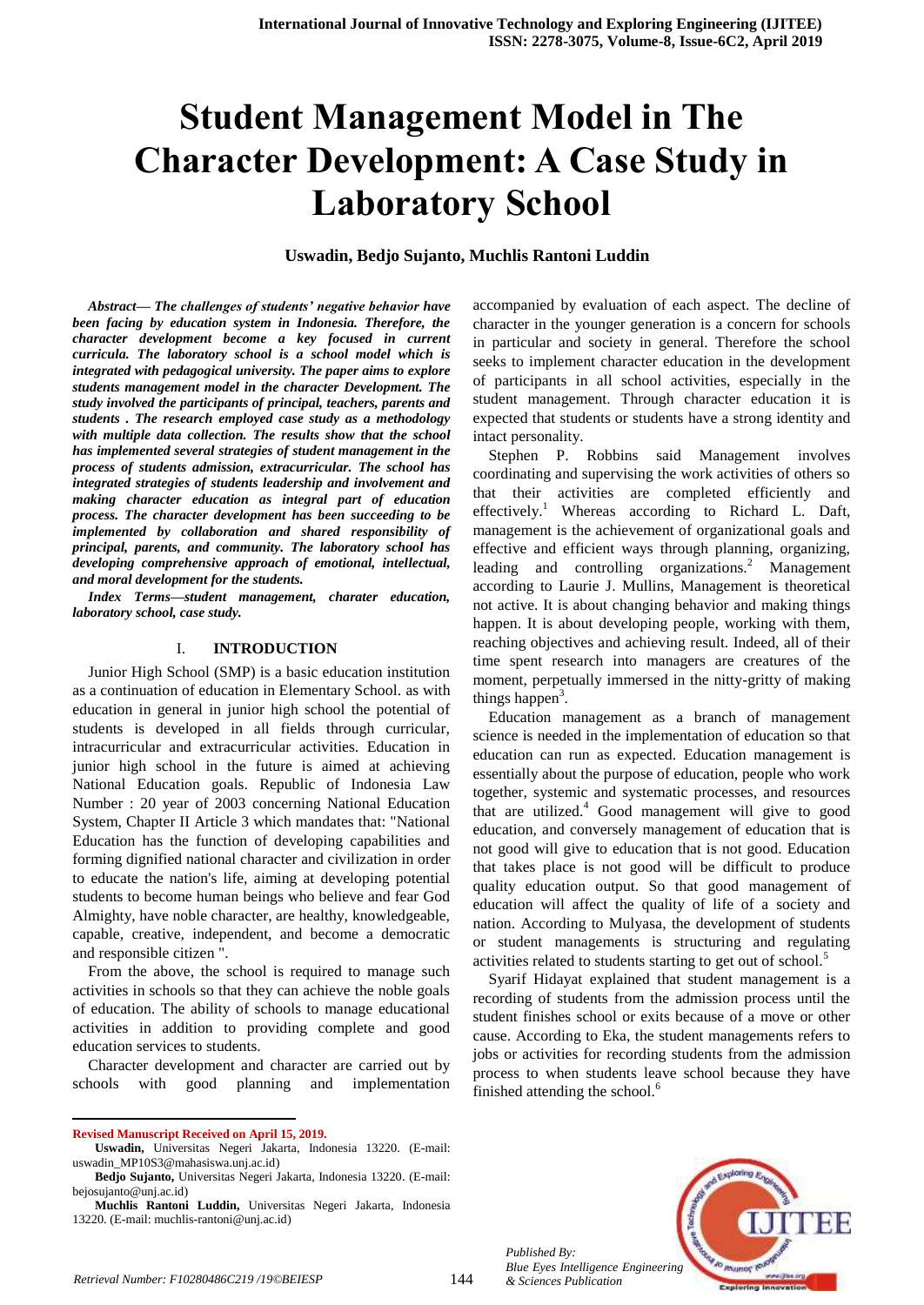# Student Management Model in The Character Development: A Case Study in Laboratory School

**Uswadin, Bedjo Sujanto, Muchlis Rantoni Luddin**

***Abstract— The challenges of students' negative behavior have been facing by education system in Indonesia. Therefore, the character development become a key focused in current curricula. The laboratory school is a school model which is integrated with pedagogical university. The paper aims to explore students management model in the character Development. The study involved the participants of principal, teachers, parents and students . The research employed case study as a methodology with multiple data collection. The results show that the school has implemented several strategies of student management in the process of students admission, extracurricular. The school has integrated strategies of students leadership and involvement and making character education as integral part of education process. The character development has been succeeding to be implemented by collaboration and shared responsibility of principal, parents, and community. The laboratory school has developing comprehensive approach of emotional, intellectual, and moral development for the students.***

***Index Terms—student management, charater education, laboratory school, case study.***

## I. INTRODUCTION

Junior High School (SMP) is a basic education institution as a continuation of education in Elementary School. as with education in general in junior high school the potential of students is developed in all fields through curricular, intracurricular and extracurricular activities. Education in junior high school in the future is aimed at achieving National Education goals. Republic of Indonesia Law Number : 20 year of 2003 concerning National Education System, Chapter II Article 3 which mandates that: "National Education has the function of developing capabilities and forming dignified national character and civilization in order to educate the nation's life, aiming at developing potential students to become human beings who believe and fear God Almighty, have noble character, are healthy, knowledgeable, capable, creative, independent, and become a democratic and responsible citizen ".

From the above, the school is required to manage such activities in schools so that they can achieve the noble goals of education. The ability of schools to manage educational activities in addition to providing complete and good education services to students.

Character development and character are carried out by schools with good planning and implementation accompanied by evaluation of each aspect. The decline of character in the younger generation is a concern for schools in particular and society in general. Therefore the school seeks to implement character education in the development of participants in all school activities, especially in the student management. Through character education it is expected that students or students have a strong identity and intact personality.

Stephen P. Robbins said Management involves coordinating and supervising the work activities of others so that their activities are completed efficiently and effectively.[1] Whereas according to Richard L. Daft, management is the achievement of organizational goals and effective and efficient ways through planning, organizing, leading and controlling organizations.[2] Management according to Laurie J. Mullins, Management is theoretical not active. It is about changing behavior and making things happen. It is about developing people, working with them, reaching objectives and achieving result. Indeed, all of their time spent research into managers are creatures of the moment, perpetually immersed in the nitty-gritty of making things happen[3].

Education management as a branch of management science is needed in the implementation of education so that education can run as expected. Education management is essentially about the purpose of education, people who work together, systemic and systematic processes, and resources that are utilized.[4] Good management will give to good education, and conversely management of education that is not good will give to education that is not good. Education that takes place is not good will be difficult to produce quality education output. So that good management of education will affect the quality of life of a society and nation. According to Mulyasa, the development of students or student managements is structuring and regulating activities related to students starting to get out of school.[5]

Syarif Hidayat explained that student management is a recording of students from the admission process until the student finishes school or exits because of a move or other cause. According to Eka, the student managements refers to jobs or activities for recording students from the admission process to when students leave school because they have finished attending the school.[6]

---

**Revised Manuscript Received on April 15, 2019.**

**Uswadin,** Universitas Negeri Jakarta, Indonesia 13220. (E-mail: uswadin_MP10S3@mahasiswa.unj.ac.id)

**Bedjo Sujanto,** Universitas Negeri Jakarta, Indonesia 13220. (E-mail: bejosujanto@unj.ac.id)

**Muchlis Rantoni Luddin,** Universitas Negeri Jakarta, Indonesia 13220. (E-mail: muchlis-rantoni@unj.ac.id)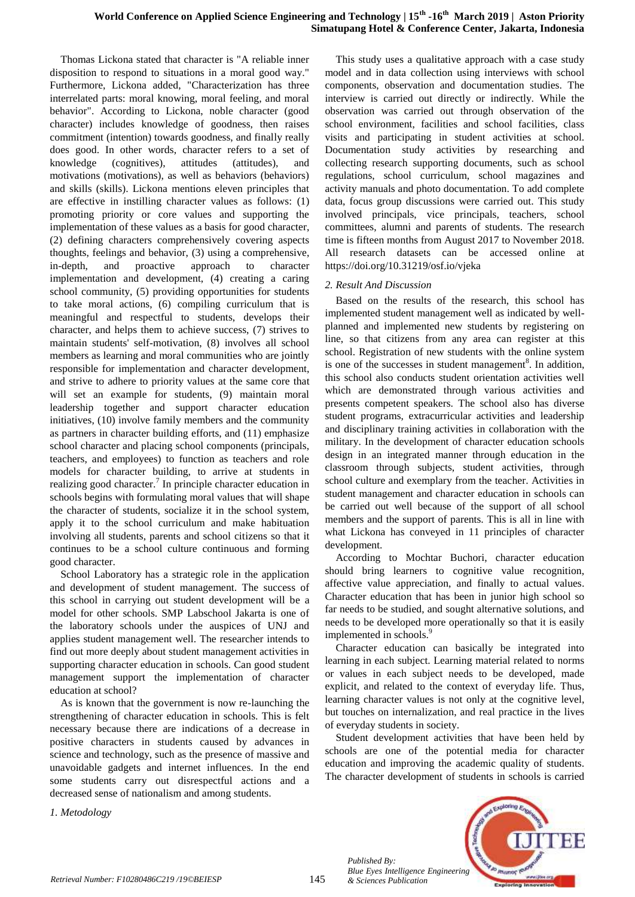Thomas Lickona stated that character is "A reliable inner disposition to respond to situations in a moral good way." Furthermore, Lickona added, "Characterization has three interrelated parts: moral knowing, moral feeling, and moral behavior". According to Lickona, noble character (good character) includes knowledge of goodness, then raises commitment (intention) towards goodness, and finally really does good. In other words, character refers to a set of knowledge (cognitives), attitudes (attitudes), and motivations (motivations), as well as behaviors (behaviors) and skills (skills). Lickona mentions eleven principles that are effective in instilling character values as follows: (1) promoting priority or core values and supporting the implementation of these values as a basis for good character, (2) defining characters comprehensively covering aspects thoughts, feelings and behavior, (3) using a comprehensive, in-depth, and proactive approach to character implementation and development, (4) creating a caring school community, (5) providing opportunities for students to take moral actions, (6) compiling curriculum that is meaningful and respectful to students, develops their character, and helps them to achieve success, (7) strives to maintain students' self-motivation, (8) involves all school members as learning and moral communities who are jointly responsible for implementation and character development, and strive to adhere to priority values at the same core that will set an example for students, (9) maintain moral leadership together and support character education initiatives, (10) involve family members and the community as partners in character building efforts, and (11) emphasize school character and placing school components (principals, teachers, and employees) to function as teachers and role models for character building, to arrive at students in realizing good character.[7] In principle character education in schools begins with formulating moral values that will shape the character of students, socialize it in the school system, apply it to the school curriculum and make habituation involving all students, parents and school citizens so that it continues to be a school culture continuous and forming good character.

School Laboratory has a strategic role in the application and development of student management. The success of this school in carrying out student development will be a model for other schools. SMP Labschool Jakarta is one of the laboratory schools under the auspices of UNJ and applies student management well. The researcher intends to find out more deeply about student management activities in supporting character education in schools. Can good student management support the implementation of character education at school?

As is known that the government is now re-launching the strengthening of character education in schools. This is felt necessary because there are indications of a decrease in positive characters in students caused by advances in science and technology, such as the presence of massive and unavoidable gadgets and internet influences. In the end some students carry out disrespectful actions and a decreased sense of nationalism and among students.

*1. Metodology*

This study uses a qualitative approach with a case study model and in data collection using interviews with school components, observation and documentation studies. The interview is carried out directly or indirectly. While the observation was carried out through observation of the school environment, facilities and school facilities, class visits and participating in student activities at school. Documentation study activities by researching and collecting research supporting documents, such as school regulations, school curriculum, school magazines and activity manuals and photo documentation. To add complete data, focus group discussions were carried out. This study involved principals, vice principals, teachers, school committees, alumni and parents of students. The research time is fifteen months from August 2017 to November 2018. All research datasets can be accessed online at https://doi.org/10.31219/osf.io/vjeka

*2. Result And Discussion*

Based on the results of the research, this school has implemented student management well as indicated by well-planned and implemented new students by registering on line, so that citizens from any area can register at this school. Registration of new students with the online system is one of the successes in student management[8]. In addition, this school also conducts student orientation activities well which are demonstrated through various activities and presents competent speakers. The school also has diverse student programs, extracurricular activities and leadership and disciplinary training activities in collaboration with the military. In the development of character education schools design in an integrated manner through education in the classroom through subjects, student activities, through school culture and exemplary from the teacher. Activities in student management and character education in schools can be carried out well because of the support of all school members and the support of parents. This is all in line with what Lickona has conveyed in 11 principles of character development.

According to Mochtar Buchori, character education should bring learners to cognitive value recognition, affective value appreciation, and finally to actual values. Character education that has been in junior high school so far needs to be studied, and sought alternative solutions, and needs to be developed more operationally so that it is easily implemented in schools.[9]

Character education can basically be integrated into learning in each subject. Learning material related to norms or values in each subject needs to be developed, made explicit, and related to the context of everyday life. Thus, learning character values is not only at the cognitive level, but touches on internalization, and real practice in the lives of everyday students in society.

Student development activities that have been held by schools are one of the potential media for character education and improving the academic quality of students. The character development of students in schools is carried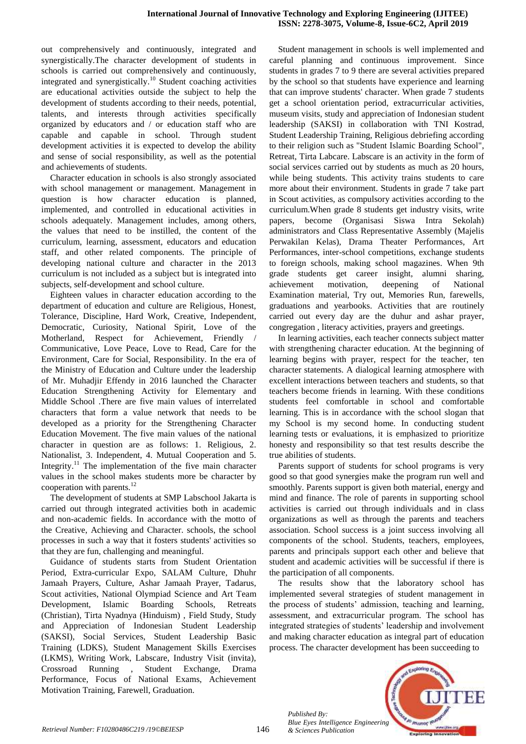out comprehensively and continuously, integrated and synergistically.The character development of students in schools is carried out comprehensively and continuously, integrated and synergistically.[10] Student coaching activities are educational activities outside the subject to help the development of students according to their needs, potential, talents, and interests through activities specifically organized by educators and / or education staff who are capable and capable in school. Through student development activities it is expected to develop the ability and sense of social responsibility, as well as the potential and achievements of students.

Character education in schools is also strongly associated with school management or management. Management in question is how character education is planned, implemented, and controlled in educational activities in schools adequately. Management includes, among others, the values that need to be instilled, the content of the curriculum, learning, assessment, educators and education staff, and other related components. The principle of developing national culture and character in the 2013 curriculum is not included as a subject but is integrated into subjects, self-development and school culture.

Eighteen values in character education according to the department of education and culture are Religious, Honest, Tolerance, Discipline, Hard Work, Creative, Independent, Democratic, Curiosity, National Spirit, Love of the Motherland, Respect for Achievement, Friendly / Communicative, Love Peace, Love to Read, Care for the Environment, Care for Social, Responsibility. In the era of the Ministry of Education and Culture under the leadership of Mr. Muhadjir Effendy in 2016 launched the Character Education Strengthening Activity for Elementary and Middle School .There are five main values of interrelated characters that form a value network that needs to be developed as a priority for the Strengthening Character Education Movement. The five main values of the national character in question are as follows: 1. Religious, 2. Nationalist, 3. Independent, 4. Mutual Cooperation and 5. Integrity.[11] The implementation of the five main character values in the school makes students more be character by cooperation with parents.[12]

The development of students at SMP Labschool Jakarta is carried out through integrated activities both in academic and non-academic fields. In accordance with the motto of the Creative, Achieving and Character. schools, the school processes in such a way that it fosters students' activities so that they are fun, challenging and meaningful.

Guidance of students starts from Student Orientation Period, Extra-curricular Expo, SALAM Culture, Dhuhr Jamaah Prayers, Culture, Ashar Jamaah Prayer, Tadarus, Scout activities, National Olympiad Science and Art Team Development, Islamic Boarding Schools, Retreats (Christian), Tirta Nyadnya (Hinduism) , Field Study, Study and Appreciation of Indonesian Student Leadership (SAKSI), Social Services, Student Leadership Basic Training (LDKS), Student Management Skills Exercises (LKMS), Writing Work, Labscare, Industry Visit (invita), Crossroad Running , Student Exchange, Drama Performance, Focus of National Exams, Achievement Motivation Training, Farewell, Graduation.

Student management in schools is well implemented and careful planning and continuous improvement. Since students in grades 7 to 9 there are several activities prepared by the school so that students have experience and learning that can improve students' character. When grade 7 students get a school orientation period, extracurricular activities, museum visits, study and appreciation of Indonesian student leadership (SAKSI) in collaboration with TNI Kostrad, Student Leadership Training, Religious debriefing according to their religion such as "Student Islamic Boarding School", Retreat, Tirta Labcare. Labscare is an activity in the form of social services carried out by students as much as 20 hours, while being students. This activity trains students to care more about their environment. Students in grade 7 take part in Scout activities, as compulsory activities according to the curriculum.When grade 8 students get industry visits, write papers, become (Organisasi Siswa Intra Sekolah) administrators and Class Representative Assembly (Majelis Perwakilan Kelas), Drama Theater Performances, Art Performances, inter-school competitions, exchange students to foreign schools, making school magazines. When 9th grade students get career insight, alumni sharing, achievement motivation, deepening of National Examination material, Try out, Memories Run, farewells, graduations and yearbooks. Activities that are routinely carried out every day are the duhur and ashar prayer, congregation , literacy activities, prayers and greetings.

In learning activities, each teacher connects subject matter with strengthening character education. At the beginning of learning begins with prayer, respect for the teacher, ten character statements. A dialogical learning atmosphere with excellent interactions between teachers and students, so that teachers become friends in learning. With these conditions students feel comfortable in school and comfortable learning. This is in accordance with the school slogan that my School is my second home. In conducting student learning tests or evaluations, it is emphasized to prioritize honesty and responsibility so that test results describe the true abilities of students.

Parents support of students for school programs is very good so that good synergies make the program run well and smoothly. Parents support is given both material, energy and mind and finance. The role of parents in supporting school activities is carried out through individuals and in class organizations as well as through the parents and teachers association. School success is a joint success involving all components of the school. Students, teachers, employees, parents and principals support each other and believe that student and academic activities will be successful if there is the participation of all components.

The results show that the laboratory school has implemented several strategies of student management in the process of students' admission, teaching and learning, assessment, and extracurricular program. The school has integrated strategies of students' leadership and involvement and making character education as integral part of education process. The character development has been succeeding to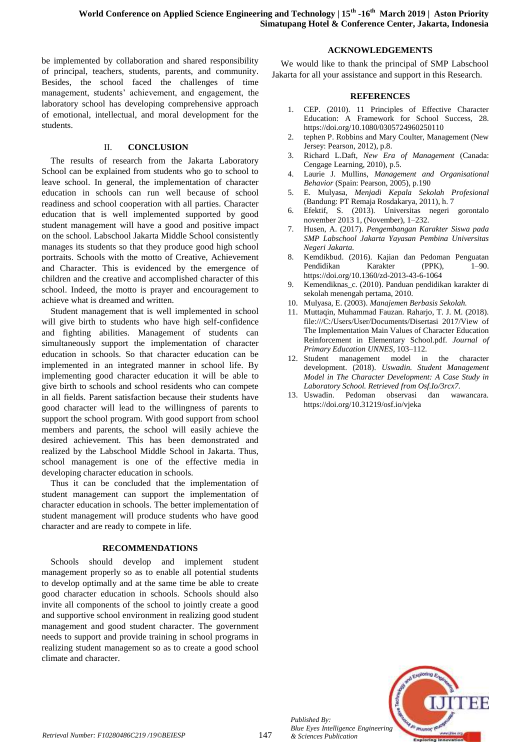be implemented by collaboration and shared responsibility of principal, teachers, students, parents, and community. Besides, the school faced the challenges of time management, students' achievement, and engagement, the laboratory school has developing comprehensive approach of emotional, intellectual, and moral development for the students.

## II. CONCLUSION

The results of research from the Jakarta Laboratory School can be explained from students who go to school to leave school. In general, the implementation of character education in schools can run well because of school readiness and school cooperation with all parties. Character education that is well implemented supported by good student management will have a good and positive impact on the school. Labschool Jakarta Middle School consistently manages its students so that they produce good high school portraits. Schools with the motto of Creative, Achievement and Character. This is evidenced by the emergence of children and the creative and accomplished character of this school. Indeed, the motto is prayer and encouragement to achieve what is dreamed and written.

Student management that is well implemented in school will give birth to students who have high self-confidence and fighting abilities. Management of students can simultaneously support the implementation of character education in schools. So that character education can be implemented in an integrated manner in school life. By implementing good character education it will be able to give birth to schools and school residents who can compete in all fields. Parent satisfaction because their students have good character will lead to the willingness of parents to support the school program. With good support from school members and parents, the school will easily achieve the desired achievement. This has been demonstrated and realized by the Labschool Middle School in Jakarta. Thus, school management is one of the effective media in developing character education in schools.

Thus it can be concluded that the implementation of student management can support the implementation of character education in schools. The better implementation of student management will produce students who have good character and are ready to compete in life.

## RECOMMENDATIONS

Schools should develop and implement student management properly so as to enable all potential students to develop optimally and at the same time be able to create good character education in schools. Schools should also invite all components of the school to jointly create a good and supportive school environment in realizing good student management and good student character. The government needs to support and provide training in school programs in realizing student management so as to create a good school climate and character.

## ACKNOWLEDGEMENTS

We would like to thank the principal of SMP Labschool Jakarta for all your assistance and support in this Research.

## REFERENCES

1. CEP. (2010). 11 Principles of Effective Character Education: A Framework for School Success, 28. https://doi.org/10.1080/0305724960250110
2. tephen P. Robbins and Mary Coulter, Management (New Jersey: Pearson, 2012), p.8.
3. Richard L.Daft, *New Era of Management* (Canada: Cengage Learning, 2010), p.5.
4. Laurie J. Mullins, *Management and Organisational Behavior* (Spain: Pearson, 2005), p.190
5. E. Mulyasa, *Menjadi Kepala Sekolah Profesional* (Bandung: PT Remaja Rosdakarya, 2011), h. 7
6. Efektif, S. (2013). Universitas negeri gorontalo november 2013 1, (November), 1–232.
7. Husen, A. (2017). *Pengembangan Karakter Siswa pada SMP Labschool Jakarta Yayasan Pembina Universitas Negeri Jakarta.*
8. Kemdikbud. (2016). Kajian dan Pedoman Penguatan Pendidikan Karakter (PPK), 1–90. https://doi.org/10.1360/zd-2013-43-6-1064
9. Kemendiknas_c. (2010). Panduan pendidikan karakter di sekolah menengah pertama, 2010.
10. Mulyasa, E. (2003). *Manajemen Berbasis Sekolah.*
11. Muttaqin, Muhammad Fauzan. Raharjo, T. J. M. (2018). file:///C:/Users/User/Documents/Disertasi 2017/View of The Implementation Main Values of Character Education Reinforcement in Elementary School.pdf. *Journal of Primary Education UNNES*, 103–112.
12. Student management model in the character development. (2018). *Uswadin. Student Management Model in The Character Development: A Case Study in Laboratory School. Retrieved from Osf.Io/3rcx7.*
13. Uswadin. Pedoman observasi dan wawancara. https://doi.org/10.31219/osf.io/vjeka